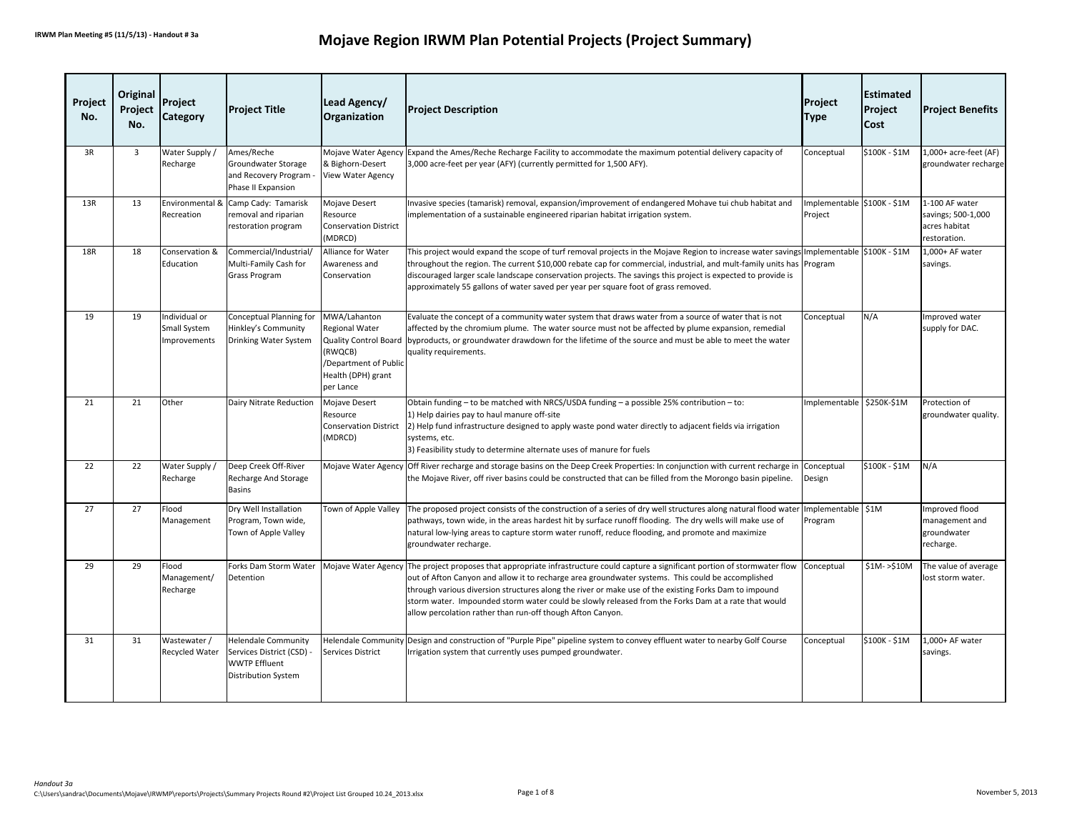IRWM Plan Meeting #5 (11/5/13) - Handout # 3a

# Mojave Region IRWM Plan Potential Projects (Project Summary)

| Project No. | Original Project No. | Project Category | Project Title | Lead Agency/ Organization | Project Description | Project Type | Estimated Project Cost | Project Benefits |
|---|---|---|---|---|---|---|---|---|
| 3R | 3 | Water Supply / Recharge | Ames/Reche Groundwater Storage and Recovery Program - Phase II Expansion | Mojave Water Agency & Bighorn-Desert View Water Agency | Expand the Ames/Reche Recharge Facility to accommodate the maximum potential delivery capacity of 3,000 acre-feet per year (AFY) (currently permitted for 1,500 AFY). | Conceptual | $100K - $1M | 1,000+ acre-feet (AF) groundwater recharge |
| 13R | 13 | Environmental & Recreation | Camp Cady: Tamarisk removal and riparian restoration program | Mojave Desert Resource Conservation District (MDRCD) | Invasive species (tamarisk) removal, expansion/improvement of endangered Mohave tui chub habitat and implementation of a sustainable engineered riparian habitat irrigation system. | Implementable Project | $100K - $1M | 1-100 AF water savings; 500-1,000 acres habitat restoration. |
| 18R | 18 | Conservation & Education | Commercial/Industrial/ Multi-Family Cash for Grass Program | Alliance for Water Awareness and Conservation | This project would expand the scope of turf removal projects in the Mojave Region to increase water savings throughout the region. The current $10,000 rebate cap for commercial, industrial, and mult-family units has discouraged larger scale landscape conservation projects. The savings this project is expected to provide is approximately 55 gallons of water saved per year per square foot of grass removed. | Implementable Program | $100K - $1M | 1,000+ AF water savings. |
| 19 | 19 | Individual or Small System Improvements | Conceptual Planning for Hinkley's Community Drinking Water System | MWA/Lahanton Regional Water Quality Control Board (RWQCB) /Department of Public Health (DPH) grant per Lance | Evaluate the concept of a community water system that draws water from a source of water that is not affected by the chromium plume. The water source must not be affected by plume expansion, remedial byproducts, or groundwater drawdown for the lifetime of the source and must be able to meet the water quality requirements. | Conceptual | N/A | Improved water supply for DAC. |
| 21 | 21 | Other | Dairy Nitrate Reduction | Mojave Desert Resource Conservation District (MDRCD) | Obtain funding – to be matched with NRCS/USDA funding – a possible 25% contribution – to:<br>1) Help dairies pay to haul manure off-site<br>2) Help fund infrastructure designed to apply waste pond water directly to adjacent fields via irrigation systems, etc.<br>3) Feasibility study to determine alternate uses of manure for fuels | Implementable | $250K-$1M | Protection of groundwater quality. |
| 22 | 22 | Water Supply / Recharge | Deep Creek Off-River Recharge And Storage Basins | Mojave Water Agency | Off River recharge and storage basins on the Deep Creek Properties: In conjunction with current recharge in the Mojave River, off river basins could be constructed that can be filled from the Morongo basin pipeline. | Conceptual Design | $100K - $1M | N/A |
| 27 | 27 | Flood Management | Dry Well Installation Program, Town wide, Town of Apple Valley | Town of Apple Valley | The proposed project consists of the construction of a series of dry well structures along natural flood water pathways, town wide, in the areas hardest hit by surface runoff flooding. The dry wells will make use of natural low-lying areas to capture storm water runoff, reduce flooding, and promote and maximize groundwater recharge. | Implementable Program | $1M | Improved flood management and groundwater recharge. |
| 29 | 29 | Flood Management/ Recharge | Forks Dam Storm Water Detention | Mojave Water Agency | The project proposes that appropriate infrastructure could capture a significant portion of stormwater flow out of Afton Canyon and allow it to recharge area groundwater systems. This could be accomplished through various diversion structures along the river or make use of the existing Forks Dam to impound storm water. Impounded storm water could be slowly released from the Forks Dam at a rate that would allow percolation rather than run-off though Afton Canyon. | Conceptual | $1M- >$10M | The value of average lost storm water. |
| 31 | 31 | Wastewater / Recycled Water | Helendale Community Services District (CSD) - WWTP Effluent Distribution System | Helendale Community Services District | Design and construction of "Purple Pipe" pipeline system to convey effluent water to nearby Golf Course Irrigation system that currently uses pumped groundwater. | Conceptual | $100K - $1M | 1,000+ AF water savings. |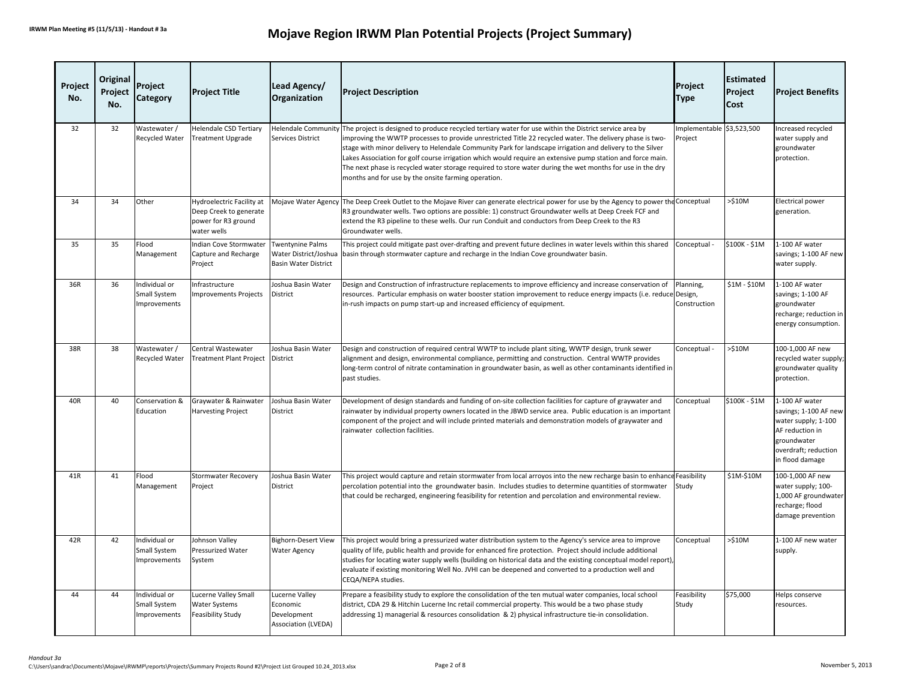# Mojave Region IRWM Plan Potential Projects (Project Summary)

| Project No. | Original Project No. | Project Category | Project Title | Lead Agency/ Organization | Project Description | Project Type | Estimated Project Cost | Project Benefits |
|---|---|---|---|---|---|---|---|---|
| 32 | 32 | Wastewater / Recycled Water | Helendale CSD Tertiary Treatment Upgrade | Helendale Community Services District | The project is designed to produce recycled tertiary water for use within the District service area by improving the WWTP processes to provide unrestricted Title 22 recycled water. The delivery phase is two-stage with minor delivery to Helendale Community Park for landscape irrigation and delivery to the Silver Lakes Association for golf course irrigation which would require an extensive pump station and force main. The next phase is recycled water storage required to store water during the wet months for use in the dry months and for use by the onsite farming operation. | Implementable Project | $3,523,500 | Increased recycled water supply and groundwater protection. |
| 34 | 34 | Other | Hydroelectric Facility at Deep Creek to generate power for R3 ground water wells | Mojave Water Agency | The Deep Creek Outlet to the Mojave River can generate electrical power for use by the Agency to power the R3 groundwater wells. Two options are possible: 1) construct Groundwater wells at Deep Creek FCF and extend the R3 pipeline to these wells. Our run Conduit and conductors from Deep Creek to the R3 Groundwater wells. | Conceptual | >$10M | Electrical power generation. |
| 35 | 35 | Flood Management | Indian Cove Stormwater Capture and Recharge Project | Twentynine Palms Water District/Joshua Basin Water District | This project could mitigate past over-drafting and prevent future declines in water levels within this shared basin through stormwater capture and recharge in the Indian Cove groundwater basin. | Conceptual - | $100K - $1M | 1-100 AF water savings; 1-100 AF new water supply. |
| 36R | 36 | Individual or Small System Improvements | Infrastructure Improvements Projects | Joshua Basin Water District | Design and Construction of infrastructure replacements to improve efficiency and increase conservation of resources. Particular emphasis on water booster station improvement to reduce energy impacts (i.e. reduce in-rush impacts on pump start-up and increased efficiency of equipment. | Planning, Design, Construction | $1M - $10M | 1-100 AF water savings; 1-100 AF groundwater recharge; reduction in energy consumption. |
| 38R | 38 | Wastewater / Recycled Water | Central Wastewater Treatment Plant Project | Joshua Basin Water District | Design and construction of required central WWTP to include plant siting, WWTP design, trunk sewer alignment and design, environmental compliance, permitting and construction. Central WWTP provides long-term control of nitrate contamination in groundwater basin, as well as other contaminants identified in past studies. | Conceptual - | >$10M | 100-1,000 AF new recycled water supply; groundwater quality protection. |
| 40R | 40 | Conservation & Education | Graywater & Rainwater Harvesting Project | Joshua Basin Water District | Development of design standards and funding of on-site collection facilities for capture of graywater and rainwater by individual property owners located in the JBWD service area. Public education is an important component of the project and will include printed materials and demonstration models of graywater and rainwater collection facilities. | Conceptual | $100K - $1M | 1-100 AF water savings; 1-100 AF new water supply; 1-100 AF reduction in groundwater overdraft; reduction in flood damage |
| 41R | 41 | Flood Management | Stormwater Recovery Project | Joshua Basin Water District | This project would capture and retain stormwater from local arroyos into the new recharge basin to enhance percolation potential into the groundwater basin. Includes studies to determine quantities of stormwater that could be recharged, engineering feasibility for retention and percolation and environmental review. | Feasibility Study | $1M-$10M | 100-1,000 AF new water supply; 100-1,000 AF groundwater recharge; flood damage prevention |
| 42R | 42 | Individual or Small System Improvements | Johnson Valley Pressurized Water System | Bighorn-Desert View Water Agency | This project would bring a pressurized water distribution system to the Agency's service area to improve quality of life, public health and provide for enhanced fire protection. Project should include additional studies for locating water supply wells (building on historical data and the existing conceptual model report), evaluate if existing monitoring Well No. JVHI can be deepened and converted to a production well and CEQA/NEPA studies. | Conceptual | >$10M | 1-100 AF new water supply. |
| 44 | 44 | Individual or Small System Improvements | Lucerne Valley Small Water Systems Feasibility Study | Lucerne Valley Economic Development Association (LVEDA) | Prepare a feasibility study to explore the consolidation of the ten mutual water companies, local school district, CDA 29 & Hitchin Lucerne Inc retail commercial property. This would be a two phase study addressing 1) managerial & resources consolidation & 2) physical infrastructure tie-in consolidation. | Feasibility Study | $75,000 | Helps conserve resources. |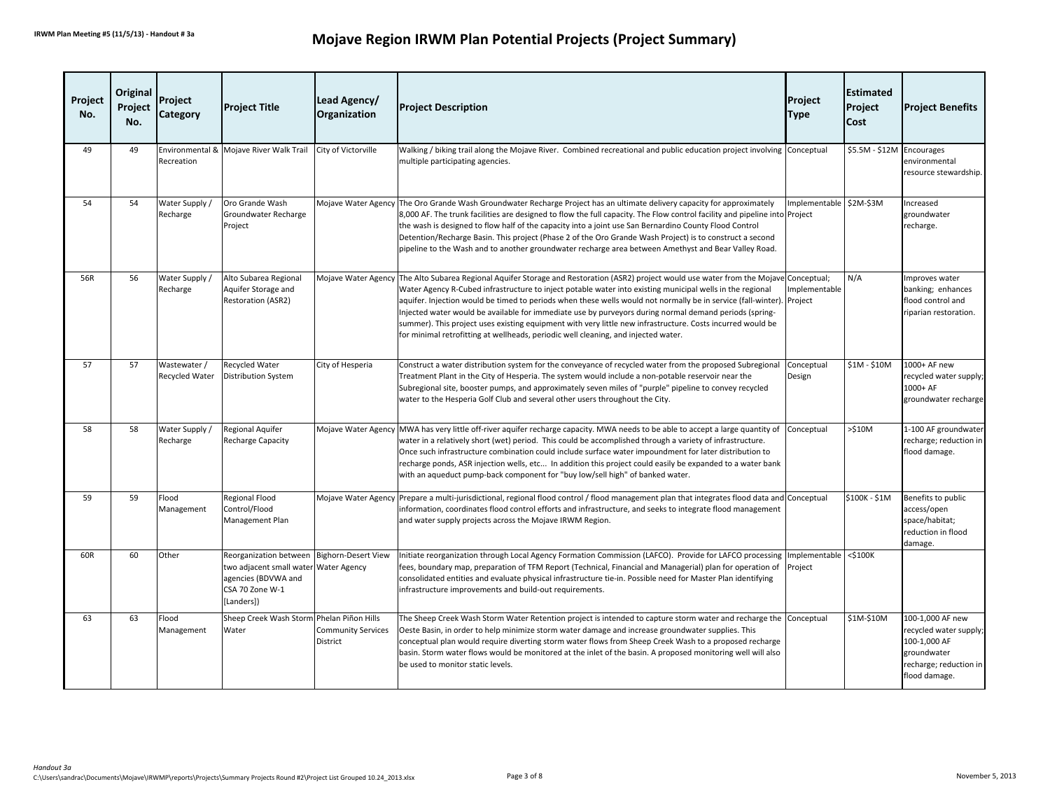# Mojave Region IRWM Plan Potential Projects (Project Summary)

| Project No. | Original Project No. | Project Category | Project Title | Lead Agency/ Organization | Project Description | Project Type | Estimated Project Cost | Project Benefits |
|---|---|---|---|---|---|---|---|---|
| 49 | 49 | Environmental & Recreation | Mojave River Walk Trail | City of Victorville | Walking / biking trail along the Mojave River. Combined recreational and public education project involving multiple participating agencies. | Conceptual | $5.5M - $12M | Encourages environmental resource stewardship. |
| 54 | 54 | Water Supply / Recharge | Oro Grande Wash Groundwater Recharge Project | Mojave Water Agency | The Oro Grande Wash Groundwater Recharge Project has an ultimate delivery capacity for approximately 8,000 AF. The trunk facilities are designed to flow the full capacity. The Flow control facility and pipeline into the wash is designed to flow half of the capacity into a joint use San Bernardino County Flood Control Detention/Recharge Basin. This project (Phase 2 of the Oro Grande Wash Project) is to construct a second pipeline to the Wash and to another groundwater recharge area between Amethyst and Bear Valley Road. | Implementable Project | $2M-$3M | Increased groundwater recharge. |
| 56R | 56 | Water Supply / Recharge | Alto Subarea Regional Aquifer Storage and Restoration (ASR2) | Mojave Water Agency | The Alto Subarea Regional Aquifer Storage and Restoration (ASR2) project would use water from the Mojave Water Agency R-Cubed infrastructure to inject potable water into existing municipal wells in the regional aquifer. Injection would be timed to periods when these wells would not normally be in service (fall-winter). Injected water would be available for immediate use by purveyors during normal demand periods (spring-summer). This project uses existing equipment with very little new infrastructure. Costs incurred would be for minimal retrofitting at wellheads, periodic well cleaning, and injected water. | Conceptual; Implementable Project | N/A | Improves water banking; enhances flood control and riparian restoration. |
| 57 | 57 | Wastewater / Recycled Water | Recycled Water Distribution System | City of Hesperia | Construct a water distribution system for the conveyance of recycled water from the proposed Subregional Treatment Plant in the City of Hesperia. The system would include a non-potable reservoir near the Subregional site, booster pumps, and approximately seven miles of "purple" pipeline to convey recycled water to the Hesperia Golf Club and several other users throughout the City. | Conceptual Design | $1M - $10M | 1000+ AF new recycled water supply; 1000+ AF groundwater recharge |
| 58 | 58 | Water Supply / Recharge | Regional Aquifer Recharge Capacity | Mojave Water Agency | MWA has very little off-river aquifer recharge capacity. MWA needs to be able to accept a large quantity of water in a relatively short (wet) period. This could be accomplished through a variety of infrastructure. Once such infrastructure combination could include surface water impoundment for later distribution to recharge ponds, ASR injection wells, etc... In addition this project could easily be expanded to a water bank with an aqueduct pump-back component for "buy low/sell high" of banked water. | Conceptual | >$10M | 1-100 AF groundwater recharge; reduction in flood damage. |
| 59 | 59 | Flood Management | Regional Flood Control/Flood Management Plan | Mojave Water Agency | Prepare a multi-jurisdictional, regional flood control / flood management plan that integrates flood data and information, coordinates flood control efforts and infrastructure, and seeks to integrate flood management and water supply projects across the Mojave IRWM Region. | Conceptual | $100K - $1M | Benefits to public access/open space/habitat; reduction in flood damage. |
| 60R | 60 | Other | Reorganization between two adjacent small water agencies (BDVWA and CSA 70 Zone W-1 [Landers]) | Bighorn-Desert View Water Agency | Initiate reorganization through Local Agency Formation Commission (LAFCO). Provide for LAFCO processing fees, boundary map, preparation of TFM Report (Technical, Financial and Managerial) plan for operation of consolidated entities and evaluate physical infrastructure tie-in. Possible need for Master Plan identifying infrastructure improvements and build-out requirements. | Implementable Project | <$100K | |
| 63 | 63 | Flood Management | Sheep Creek Wash Storm Water | Phelan Piñon Hills Community Services District | The Sheep Creek Wash Storm Water Retention project is intended to capture storm water and recharge the Oeste Basin, in order to help minimize storm water damage and increase groundwater supplies. This conceptual plan would require diverting storm water flows from Sheep Creek Wash to a proposed recharge basin. Storm water flows would be monitored at the inlet of the basin. A proposed monitoring well will also be used to monitor static levels. | Conceptual | $1M-$10M | 100-1,000 AF new recycled water supply; 100-1,000 AF groundwater recharge; reduction in flood damage. |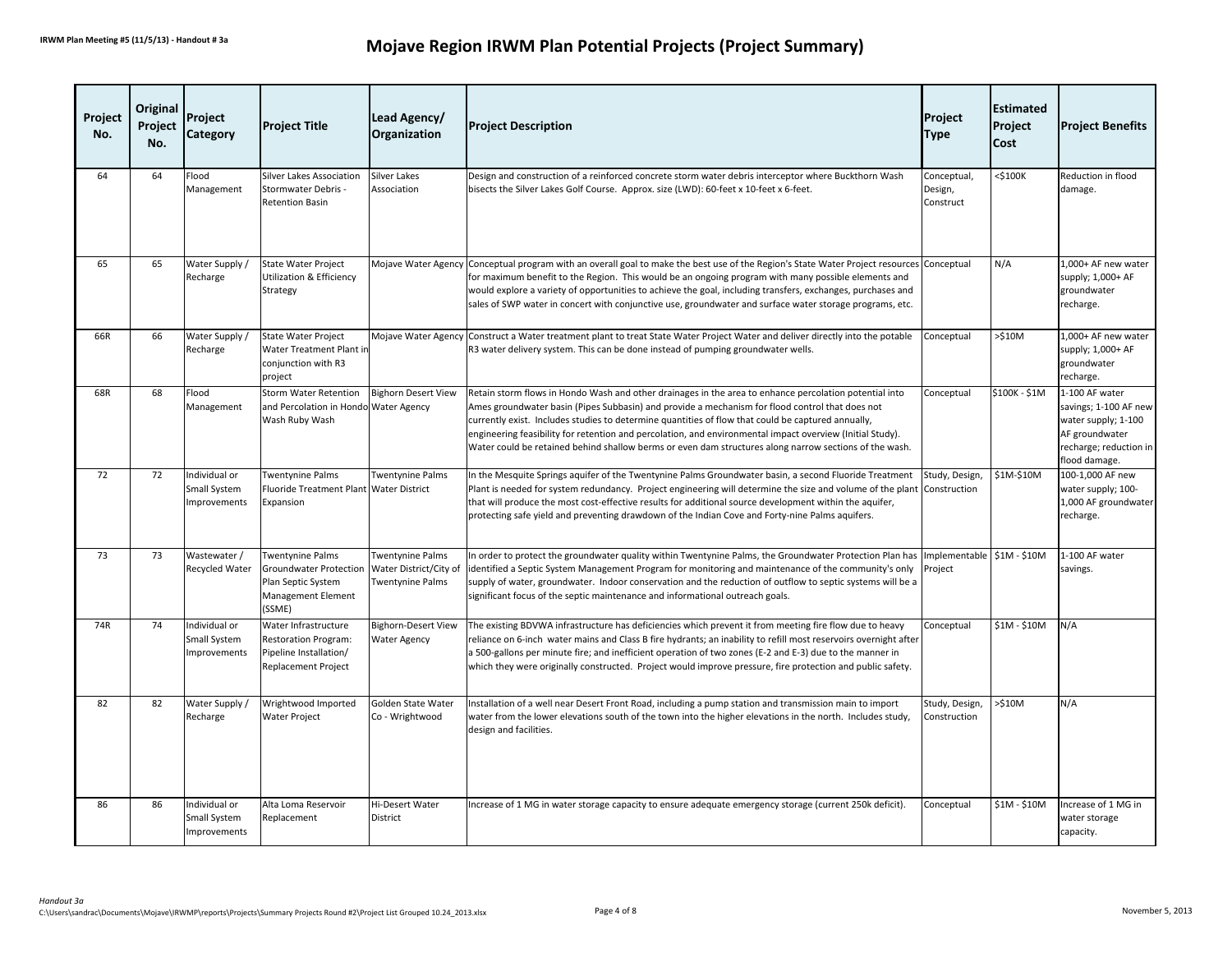# Mojave Region IRWM Plan Potential Projects (Project Summary)

| Project No. | Original Project No. | Project Category | Project Title | Lead Agency/ Organization | Project Description | Project Type | Estimated Project Cost | Project Benefits |
|---|---|---|---|---|---|---|---|---|
| 64 | 64 | Flood Management | Silver Lakes Association Stormwater Debris - Retention Basin | Silver Lakes Association | Design and construction of a reinforced concrete storm water debris interceptor where Buckthorn Wash bisects the Silver Lakes Golf Course. Approx. size (LWD): 60-feet x 10-feet x 6-feet. | Conceptual, Design, Construct | <$100K | Reduction in flood damage. |
| 65 | 65 | Water Supply / Recharge | State Water Project Utilization & Efficiency Strategy | Mojave Water Agency | Conceptual program with an overall goal to make the best use of the Region's State Water Project resources for maximum benefit to the Region. This would be an ongoing program with many possible elements and would explore a variety of opportunities to achieve the goal, including transfers, exchanges, purchases and sales of SWP water in concert with conjunctive use, groundwater and surface water storage programs, etc. | Conceptual | N/A | 1,000+ AF new water supply; 1,000+ AF groundwater recharge. |
| 66R | 66 | Water Supply / Recharge | State Water Project Water Treatment Plant in conjunction with R3 project | Mojave Water Agency | Construct a Water treatment plant to treat State Water Project Water and deliver directly into the potable R3 water delivery system. This can be done instead of pumping groundwater wells. | Conceptual | >$10M | 1,000+ AF new water supply; 1,000+ AF groundwater recharge. |
| 68R | 68 | Flood Management | Storm Water Retention and Percolation in Hondo Wash Ruby Wash | Bighorn Desert View Water Agency | Retain storm flows in Hondo Wash and other drainages in the area to enhance percolation potential into Ames groundwater basin (Pipes Subbasin) and provide a mechanism for flood control that does not currently exist. Includes studies to determine quantities of flow that could be captured annually, engineering feasibility for retention and percolation, and environmental impact overview (Initial Study). Water could be retained behind shallow berms or even dam structures along narrow sections of the wash. | Conceptual | $100K - $1M | 1-100 AF water savings; 1-100 AF new water supply; 1-100 AF groundwater recharge; reduction in flood damage. |
| 72 | 72 | Individual or Small System Improvements | Twentynine Palms Fluoride Treatment Plant Expansion | Twentynine Palms Water District | In the Mesquite Springs aquifer of the Twentynine Palms Groundwater basin, a second Fluoride Treatment Plant is needed for system redundancy. Project engineering will determine the size and volume of the plant that will produce the most cost-effective results for additional source development within the aquifer, protecting safe yield and preventing drawdown of the Indian Cove and Forty-nine Palms aquifers. | Study, Design, Construction | $1M-$10M | 100-1,000 AF new water supply; 100-1,000 AF groundwater recharge. |
| 73 | 73 | Wastewater / Recycled Water | Twentynine Palms Groundwater Protection Plan Septic System Management Element (SSME) | Twentynine Palms Water District/City of Twentynine Palms | In order to protect the groundwater quality within Twentynine Palms, the Groundwater Protection Plan has identified a Septic System Management Program for monitoring and maintenance of the community's only supply of water, groundwater. Indoor conservation and the reduction of outflow to septic systems will be a significant focus of the septic maintenance and informational outreach goals. | Implementable Project | $1M - $10M | 1-100 AF water savings. |
| 74R | 74 | Individual or Small System Improvements | Water Infrastructure Restoration Program: Pipeline Installation/ Replacement Project | Bighorn-Desert View Water Agency | The existing BDVWA infrastructure has deficiencies which prevent it from meeting fire flow due to heavy reliance on 6-inch water mains and Class B fire hydrants; an inability to refill most reservoirs overnight after a 500-gallons per minute fire; and inefficient operation of two zones (E-2 and E-3) due to the manner in which they were originally constructed. Project would improve pressure, fire protection and public safety. | Conceptual | $1M - $10M | N/A |
| 82 | 82 | Water Supply / Recharge | Wrightwood Imported Water Project | Golden State Water Co - Wrightwood | Installation of a well near Desert Front Road, including a pump station and transmission main to import water from the lower elevations south of the town into the higher elevations in the north. Includes study, design and facilities. | Study, Design, Construction | >$10M | N/A |
| 86 | 86 | Individual or Small System Improvements | Alta Loma Reservoir Replacement | Hi-Desert Water District | Increase of 1 MG in water storage capacity to ensure adequate emergency storage (current 250k deficit). | Conceptual | $1M - $10M | Increase of 1 MG in water storage capacity. |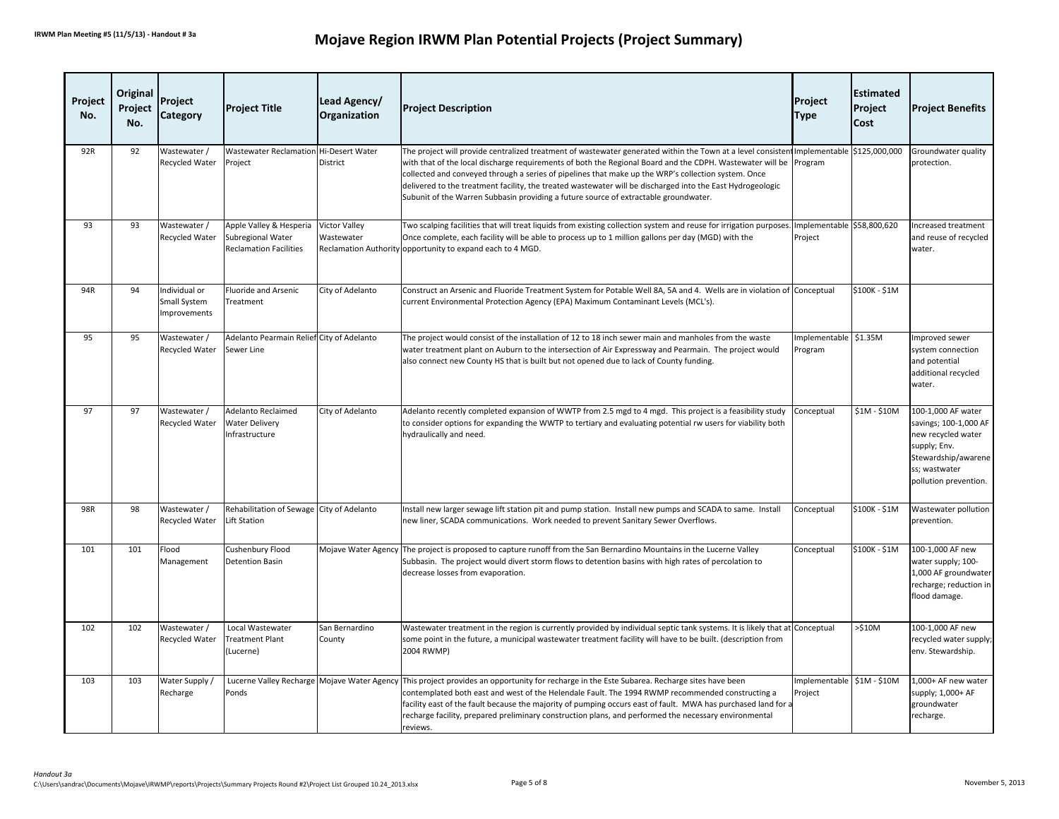# Mojave Region IRWM Plan Potential Projects (Project Summary)

| Project No. | Original Project No. | Project Category | Project Title | Lead Agency/ Organization | Project Description | Project Type | Estimated Project Cost | Project Benefits |
|---|---|---|---|---|---|---|---|---|
| 92R | 92 | Wastewater / Recycled Water | Wastewater Reclamation Project | Hi-Desert Water District | The project will provide centralized treatment of wastewater generated within the Town at a level consistent with that of the local discharge requirements of both the Regional Board and the CDPH. Wastewater will be collected and conveyed through a series of pipelines that make up the WRP's collection system. Once delivered to the treatment facility, the treated wastewater will be discharged into the East Hydrogeologic Subunit of the Warren Subbasin providing a future source of extractable groundwater. | Implementable Program | $125,000,000 | Groundwater quality protection. |
| 93 | 93 | Wastewater / Recycled Water | Apple Valley & Hesperia Subregional Water Reclamation Facilities | Victor Valley Wastewater Reclamation Authority | Two scalping facilities that will treat liquids from existing collection system and reuse for irrigation purposes. Once complete, each facility will be able to process up to 1 million gallons per day (MGD) with the opportunity to expand each to 4 MGD. | Implementable Project | $58,800,620 | Increased treatment and reuse of recycled water. |
| 94R | 94 | Individual or Small System Improvements | Fluoride and Arsenic Treatment | City of Adelanto | Construct an Arsenic and Fluoride Treatment System for Potable Well 8A, 5A and 4. Wells are in violation of current Environmental Protection Agency (EPA) Maximum Contaminant Levels (MCL's). | Conceptual | $100K - $1M | |
| 95 | 95 | Wastewater / Recycled Water | Adelanto Pearmain Relief Sewer Line | City of Adelanto | The project would consist of the installation of 12 to 18 inch sewer main and manholes from the waste water treatment plant on Auburn to the intersection of Air Expressway and Pearmain. The project would also connect new County HS that is built but not opened due to lack of County funding. | Implementable Program | $1.35M | Improved sewer system connection and potential additional recycled water. |
| 97 | 97 | Wastewater / Recycled Water | Adelanto Reclaimed Water Delivery Infrastructure | City of Adelanto | Adelanto recently completed expansion of WWTP from 2.5 mgd to 4 mgd. This project is a feasibility study to consider options for expanding the WWTP to tertiary and evaluating potential rw users for viability both hydraulically and need. | Conceptual | $1M - $10M | 100-1,000 AF water savings; 100-1,000 AF new recycled water supply; Env. Stewardship/awareness; wastewater pollution prevention. |
| 98R | 98 | Wastewater / Recycled Water | Rehabilitation of Sewage Lift Station | City of Adelanto | Install new larger sewage lift station pit and pump station. Install new pumps and SCADA to same. Install new liner, SCADA communications. Work needed to prevent Sanitary Sewer Overflows. | Conceptual | $100K - $1M | Wastewater pollution prevention. |
| 101 | 101 | Flood Management | Cushenbury Flood Detention Basin | Mojave Water Agency | The project is proposed to capture runoff from the San Bernardino Mountains in the Lucerne Valley Subbasin. The project would divert storm flows to detention basins with high rates of percolation to decrease losses from evaporation. | Conceptual | $100K - $1M | 100-1,000 AF new water supply; 100-1,000 AF groundwater recharge; reduction in flood damage. |
| 102 | 102 | Wastewater / Recycled Water | Local Wastewater Treatment Plant (Lucerne) | San Bernardino County | Wastewater treatment in the region is currently provided by individual septic tank systems. It is likely that at some point in the future, a municipal wastewater treatment facility will have to be built. (description from 2004 RWMP) | Conceptual | >$10M | 100-1,000 AF new recycled water supply; env. Stewardship. |
| 103 | 103 | Water Supply / Recharge | Lucerne Valley Recharge Ponds | Mojave Water Agency | This project provides an opportunity for recharge in the Este Subarea. Recharge sites have been contemplated both east and west of the Helendale Fault. The 1994 RWMP recommended constructing a facility east of the fault because the majority of pumping occurs east of fault. MWA has purchased land for a recharge facility, prepared preliminary construction plans, and performed the necessary environmental reviews. | Implementable Project | $1M - $10M | 1,000+ AF new water supply; 1,000+ AF groundwater recharge. |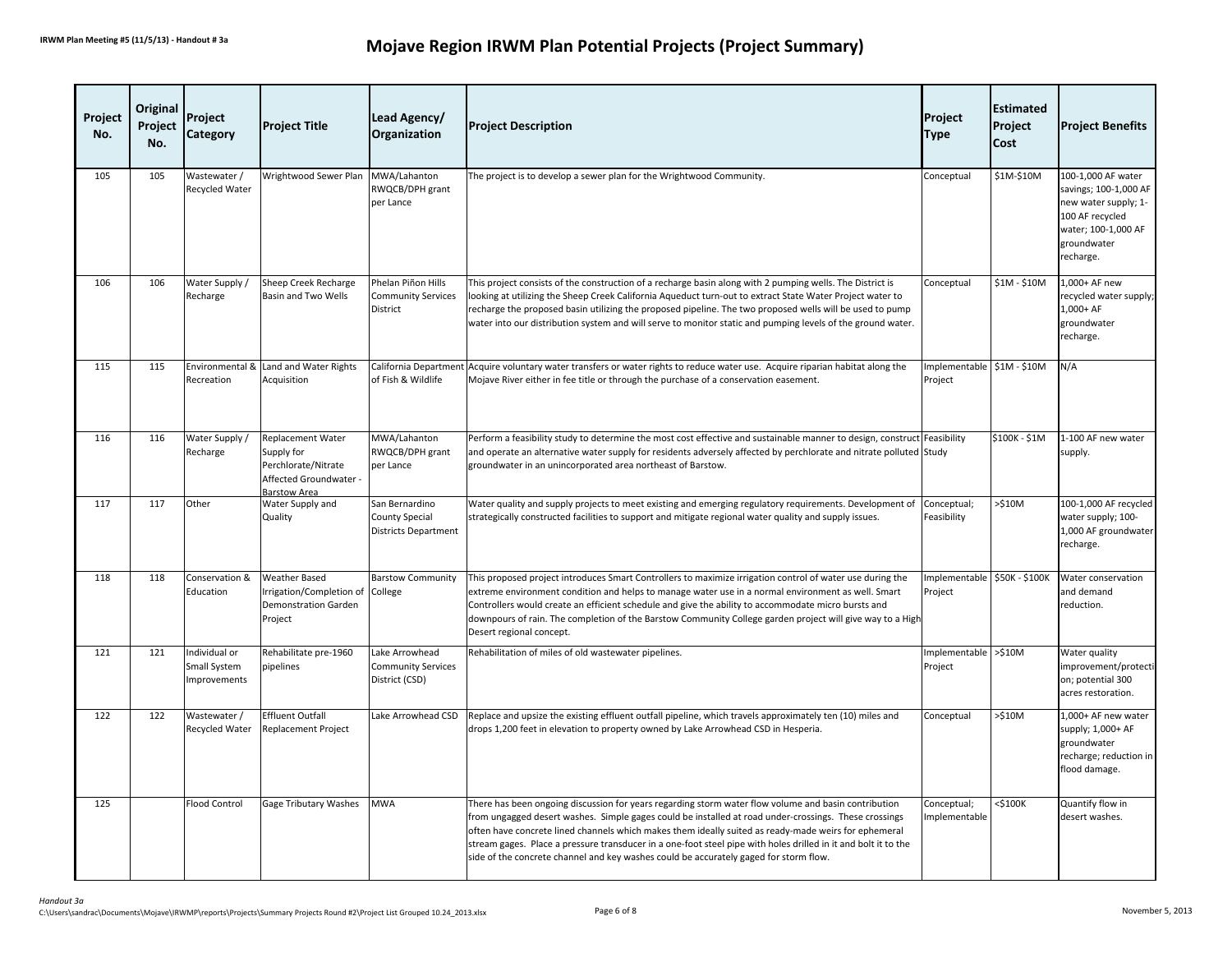# Mojave Region IRWM Plan Potential Projects (Project Summary)

| Project No. | Original Project No. | Project Category | Project Title | Lead Agency/ Organization | Project Description | Project Type | Estimated Project Cost | Project Benefits |
|---|---|---|---|---|---|---|---|---|
| 105 | 105 | Wastewater / Recycled Water | Wrightwood Sewer Plan | MWA/Lahanton RWQCB/DPH grant per Lance | The project is to develop a sewer plan for the Wrightwood Community. | Conceptual | $1M-$10M | 100-1,000 AF water savings; 100-1,000 AF new water supply; 1-100 AF recycled water; 100-1,000 AF groundwater recharge. |
| 106 | 106 | Water Supply / Recharge | Sheep Creek Recharge Basin and Two Wells | Phelan Piñon Hills Community Services District | This project consists of the construction of a recharge basin along with 2 pumping wells. The District is looking at utilizing the Sheep Creek California Aqueduct turn-out to extract State Water Project water to recharge the proposed basin utilizing the proposed pipeline. The two proposed wells will be used to pump water into our distribution system and will serve to monitor static and pumping levels of the ground water. | Conceptual | $1M - $10M | 1,000+ AF new recycled water supply; 1,000+ AF groundwater recharge. |
| 115 | 115 | Environmental & Recreation | Land and Water Rights Acquisition | California Department of Fish & Wildlife | Acquire voluntary water transfers or water rights to reduce water use. Acquire riparian habitat along the Mojave River either in fee title or through the purchase of a conservation easement. | Implementable Project | $1M - $10M | N/A |
| 116 | 116 | Water Supply / Recharge | Replacement Water Supply for Perchlorate/Nitrate Affected Groundwater - Barstow Area | MWA/Lahanton RWQCB/DPH grant per Lance | Perform a feasibility study to determine the most cost effective and sustainable manner to design, construct and operate an alternative water supply for residents adversely affected by perchlorate and nitrate polluted groundwater in an unincorporated area northeast of Barstow. | Feasibility Study | $100K - $1M | 1-100 AF new water supply. |
| 117 | 117 | Other | Water Supply and Quality | San Bernardino County Special Districts Department | Water quality and supply projects to meet existing and emerging regulatory requirements. Development of strategically constructed facilities to support and mitigate regional water quality and supply issues. | Conceptual; Feasibility | >$10M | 100-1,000 AF recycled water supply; 100-1,000 AF groundwater recharge. |
| 118 | 118 | Conservation & Education | Weather Based Irrigation/Completion of Demonstration Garden Project | Barstow Community College | This proposed project introduces Smart Controllers to maximize irrigation control of water use during the extreme environment condition and helps to manage water use in a normal environment as well. Smart Controllers would create an efficient schedule and give the ability to accommodate micro bursts and downpours of rain. The completion of the Barstow Community College garden project will give way to a High Desert regional concept. | Implementable Project | $50K - $100K | Water conservation and demand reduction. |
| 121 | 121 | Individual or Small System Improvements | Rehabilitate pre-1960 pipelines | Lake Arrowhead Community Services District (CSD) | Rehabilitation of miles of old wastewater pipelines. | Implementable Project | >$10M | Water quality improvement/protection; potential 300 acres restoration. |
| 122 | 122 | Wastewater / Recycled Water | Effluent Outfall Replacement Project | Lake Arrowhead CSD | Replace and upsize the existing effluent outfall pipeline, which travels approximately ten (10) miles and drops 1,200 feet in elevation to property owned by Lake Arrowhead CSD in Hesperia. | Conceptual | >$10M | 1,000+ AF new water supply; 1,000+ AF groundwater recharge; reduction in flood damage. |
| 125 | | Flood Control | Gage Tributary Washes | MWA | There has been ongoing discussion for years regarding storm water flow volume and basin contribution from ungagged desert washes. Simple gages could be installed at road under-crossings. These crossings often have concrete lined channels which makes them ideally suited as ready-made weirs for ephemeral stream gages. Place a pressure transducer in a one-foot steel pipe with holes drilled in it and bolt it to the side of the concrete channel and key washes could be accurately gaged for storm flow. | Conceptual; Implementable | <$100K | Quantify flow in desert washes. |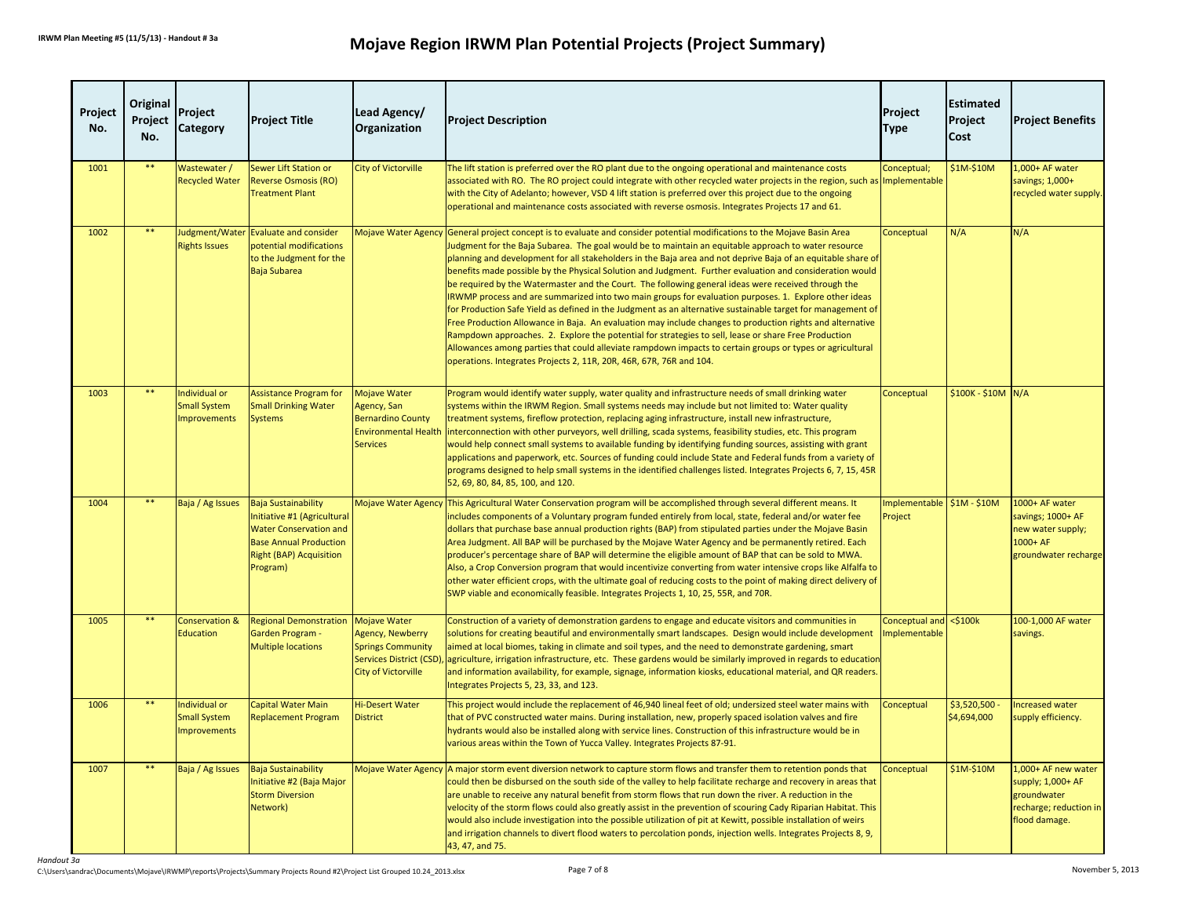# Mojave Region IRWM Plan Potential Projects (Project Summary)

| Project No. | Original Project No. | Project Category | Project Title | Lead Agency/ Organization | Project Description | Project Type | Estimated Project Cost | Project Benefits |
|---|---|---|---|---|---|---|---|---|
| 1001 | ** | Wastewater / Recycled Water | Sewer Lift Station or Reverse Osmosis (RO) Treatment Plant | City of Victorville | The lift station is preferred over the RO plant due to the ongoing operational and maintenance costs associated with RO. The RO project could integrate with other recycled water projects in the region, such as with the City of Adelanto; however, VSD 4 lift station is preferred over this project due to the ongoing operational and maintenance costs associated with reverse osmosis. Integrates Projects 17 and 61. | Conceptual; Implementable | $1M-$10M | 1,000+ AF water savings; 1,000+ recycled water supply. |
| 1002 | ** | Judgment/Water Rights Issues | Evaluate and consider potential modifications to the Judgment for the Baja Subarea | Mojave Water Agency | General project concept is to evaluate and consider potential modifications to the Mojave Basin Area Judgment for the Baja Subarea. The goal would be to maintain an equitable approach to water resource planning and development for all stakeholders in the Baja area and not deprive Baja of an equitable share of benefits made possible by the Physical Solution and Judgment. Further evaluation and consideration would be required by the Watermaster and the Court. The following general ideas were received through the IRWMP process and are summarized into two main groups for evaluation purposes. 1. Explore other ideas for Production Safe Yield as defined in the Judgment as an alternative sustainable target for management of Free Production Allowance in Baja. An evaluation may include changes to production rights and alternative Rampdown approaches. 2. Explore the potential for strategies to sell, lease or share Free Production Allowances among parties that could alleviate rampdown impacts to certain groups or types or agricultural operations. Integrates Projects 2, 11R, 20R, 46R, 67R, 76R and 104. | Conceptual | N/A | N/A |
| 1003 | ** | Individual or Small System Improvements | Assistance Program for Small Drinking Water Systems | Mojave Water Agency, San Bernardino County Environmental Health Services | Program would identify water supply, water quality and infrastructure needs of small drinking water systems within the IRWM Region. Small systems needs may include but not limited to: Water quality treatment systems, fireflow protection, replacing aging infrastructure, install new infrastructure, interconnection with other purveyors, well drilling, scada systems, feasibility studies, etc. This program would help connect small systems to available funding by identifying funding sources, assisting with grant applications and paperwork, etc. Sources of funding could include State and Federal funds from a variety of programs designed to help small systems in the identified challenges listed. Integrates Projects 6, 7, 15, 45R 52, 69, 80, 84, 85, 100, and 120. | Conceptual | $100K - $10M | N/A |
| 1004 | ** | Baja / Ag Issues | Baja Sustainability Initiative #1 (Agricultural Water Conservation and Base Annual Production Right (BAP) Acquisition Program) | Mojave Water Agency | This Agricultural Water Conservation program will be accomplished through several different means. It includes components of a Voluntary program funded entirely from local, state, federal and/or water fee dollars that purchase base annual production rights (BAP) from stipulated parties under the Mojave Basin Area Judgment. All BAP will be purchased by the Mojave Water Agency and be permanently retired. Each producer's percentage share of BAP will determine the eligible amount of BAP that can be sold to MWA. Also, a Crop Conversion program that would incentivize converting from water intensive crops like Alfalfa to other water efficient crops, with the ultimate goal of reducing costs to the point of making direct delivery of SWP viable and economically feasible. Integrates Projects 1, 10, 25, 55R, and 70R. | Implementable Project | $1M - $10M | 1000+ AF water savings; 1000+ AF new water supply; 1000+ AF groundwater recharge |
| 1005 | ** | Conservation & Education | Regional Demonstration Garden Program - Multiple locations | Mojave Water Agency, Newberry Springs Community Services District (CSD), City of Victorville | Construction of a variety of demonstration gardens to engage and educate visitors and communities in solutions for creating beautiful and environmentally smart landscapes. Design would include development aimed at local biomes, taking in climate and soil types, and the need to demonstrate gardening, smart agriculture, irrigation infrastructure, etc. These gardens would be similarly improved in regards to education and information availability, for example, signage, information kiosks, educational material, and QR readers. Integrates Projects 5, 23, 33, and 123. | Conceptual and Implementable | <$100k | 100-1,000 AF water savings. |
| 1006 | ** | Individual or Small System Improvements | Capital Water Main Replacement Program | Hi-Desert Water District | This project would include the replacement of 46,940 lineal feet of old; undersized steel water mains with that of PVC constructed water mains. During installation, new, properly spaced isolation valves and fire hydrants would also be installed along with service lines. Construction of this infrastructure would be in various areas within the Town of Yucca Valley. Integrates Projects 87-91. | Conceptual | $3,520,500 - $4,694,000 | Increased water supply efficiency. |
| 1007 | ** | Baja / Ag Issues | Baja Sustainability Initiative #2 (Baja Major Storm Diversion Network) | Mojave Water Agency | A major storm event diversion network to capture storm flows and transfer them to retention ponds that could then be disbursed on the south side of the valley to help facilitate recharge and recovery in areas that are unable to receive any natural benefit from storm flows that run down the river. A reduction in the velocity of the storm flows could also greatly assist in the prevention of scouring Cady Riparian Habitat. This would also include investigation into the possible utilization of pit at Kewitt, possible installation of weirs and irrigation channels to divert flood waters to percolation ponds, injection wells. Integrates Projects 8, 9, 43, 47, and 75. | Conceptual | $1M-$10M | 1,000+ AF new water supply; 1,000+ AF groundwater recharge; reduction in flood damage. |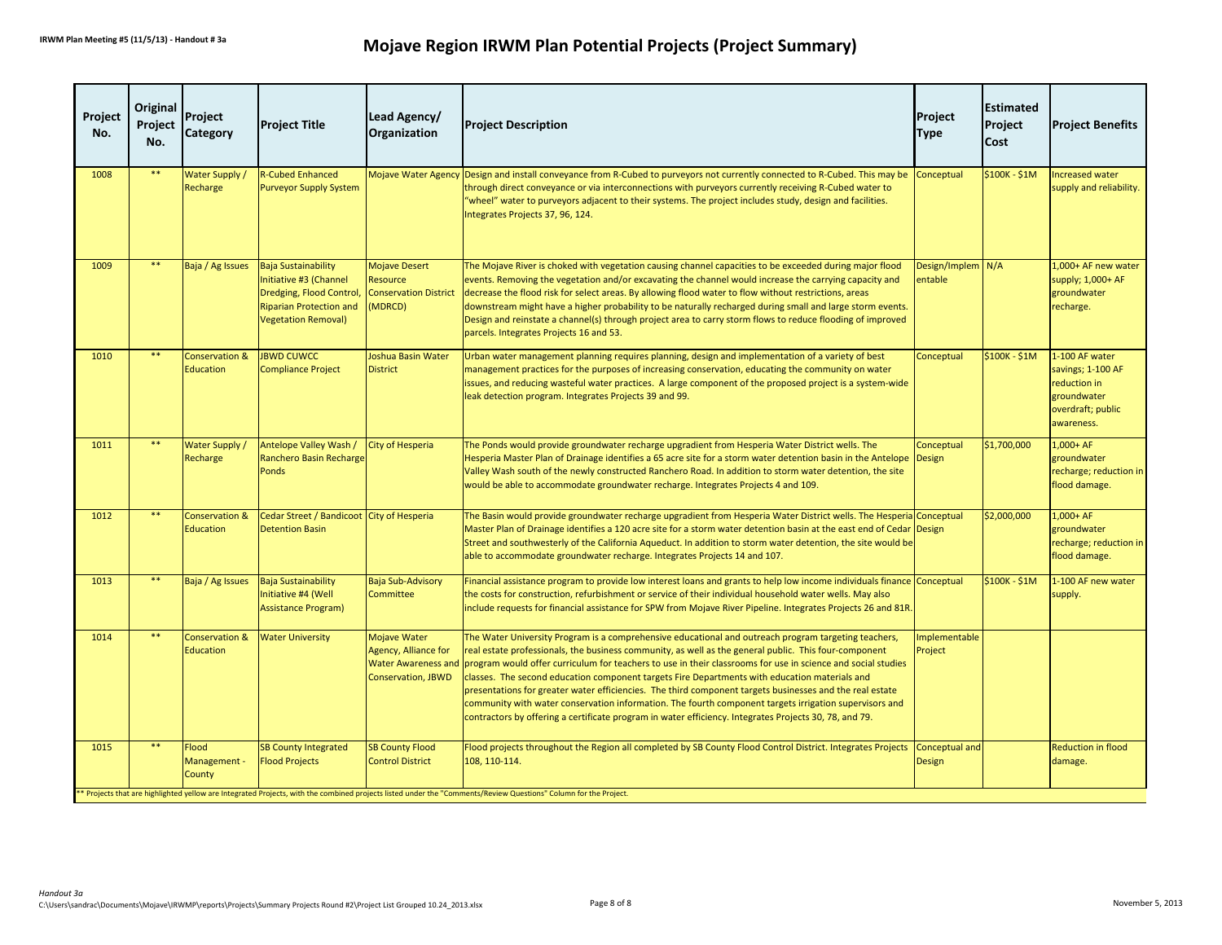# Mojave Region IRWM Plan Potential Projects (Project Summary)

| Project No. | Original Project No. | Project Category | Project Title | Lead Agency/ Organization | Project Description | Project Type | Estimated Project Cost | Project Benefits |
|---|---|---|---|---|---|---|---|---|
| 1008 | ** | Water Supply / Recharge | R-Cubed Enhanced Purveyor Supply System | Mojave Water Agency | Design and install conveyance from R-Cubed to purveyors not currently connected to R-Cubed. This may be through direct conveyance or via interconnections with purveyors currently receiving R-Cubed water to "wheel" water to purveyors adjacent to their systems. The project includes study, design and facilities. Integrates Projects 37, 96, 124. | Conceptual | $100K - $1M | Increased water supply and reliability. |
| 1009 | ** | Baja / Ag Issues | Baja Sustainability Initiative #3 (Channel Dredging, Flood Control, Riparian Protection and Vegetation Removal) | Mojave Desert Resource Conservation District (MDRCD) | The Mojave River is choked with vegetation causing channel capacities to be exceeded during major flood events. Removing the vegetation and/or excavating the channel would increase the carrying capacity and decrease the flood risk for select areas. By allowing flood water to flow without restrictions, areas downstream might have a higher probability to be naturally recharged during small and large storm events. Design and reinstate a channel(s) through project area to carry storm flows to reduce flooding of improved parcels. Integrates Projects 16 and 53. | Design/Implementable | N/A | 1,000+ AF new water supply; 1,000+ AF groundwater recharge. |
| 1010 | ** | Conservation & Education | JBWD CUWCC Compliance Project | Joshua Basin Water District | Urban water management planning requires planning, design and implementation of a variety of best management practices for the purposes of increasing conservation, educating the community on water issues, and reducing wasteful water practices. A large component of the proposed project is a system-wide leak detection program. Integrates Projects 39 and 99. | Conceptual | $100K - $1M | 1-100 AF water savings; 1-100 AF reduction in groundwater overdraft; public awareness. |
| 1011 | ** | Water Supply / Recharge | Antelope Valley Wash / Ranchero Basin Recharge Ponds | City of Hesperia | The Ponds would provide groundwater recharge upgradient from Hesperia Water District wells. The Hesperia Master Plan of Drainage identifies a 65 acre site for a storm water detention basin in the Antelope Valley Wash south of the newly constructed Ranchero Road. In addition to storm water detention, the site would be able to accommodate groundwater recharge. Integrates Projects 4 and 109. | Conceptual Design | $1,700,000 | 1,000+ AF groundwater recharge; reduction in flood damage. |
| 1012 | ** | Conservation & Education | Cedar Street / Bandicoot Detention Basin | City of Hesperia | The Basin would provide groundwater recharge upgradient from Hesperia Water District wells. The Hesperia Master Plan of Drainage identifies a 120 acre site for a storm water detention basin at the east end of Cedar Street and southwesterly of the California Aqueduct. In addition to storm water detention, the site would be able to accommodate groundwater recharge. Integrates Projects 14 and 107. | Conceptual Design | $2,000,000 | 1,000+ AF groundwater recharge; reduction in flood damage. |
| 1013 | ** | Baja / Ag Issues | Baja Sustainability Initiative #4 (Well Assistance Program) | Baja Sub-Advisory Committee | Financial assistance program to provide low interest loans and grants to help low income individuals finance the costs for construction, refurbishment or service of their individual household water wells. May also include requests for financial assistance for SPW from Mojave River Pipeline. Integrates Projects 26 and 81R. | Conceptual | $100K - $1M | 1-100 AF new water supply. |
| 1014 | ** | Conservation & Education | Water University | Mojave Water Agency, Alliance for Water Awareness and Conservation, JBWD | The Water University Program is a comprehensive educational and outreach program targeting teachers, real estate professionals, the business community, as well as the general public. This four-component program would offer curriculum for teachers to use in their classrooms for use in science and social studies classes. The second education component targets Fire Departments with education materials and presentations for greater water efficiencies. The third component targets businesses and the real estate community with water conservation information. The fourth component targets irrigation supervisors and contractors by offering a certificate program in water efficiency. Integrates Projects 30, 78, and 79. | Implementable Project | | |
| 1015 | ** | Flood Management - County | SB County Integrated Flood Projects | SB County Flood Control District | Flood projects throughout the Region all completed by SB County Flood Control District. Integrates Projects 108, 110-114. | Conceptual and Design | | Reduction in flood damage. |

** Projects that are highlighted yellow are Integrated Projects, with the combined projects listed under the "Comments/Review Questions" Column for the Project.